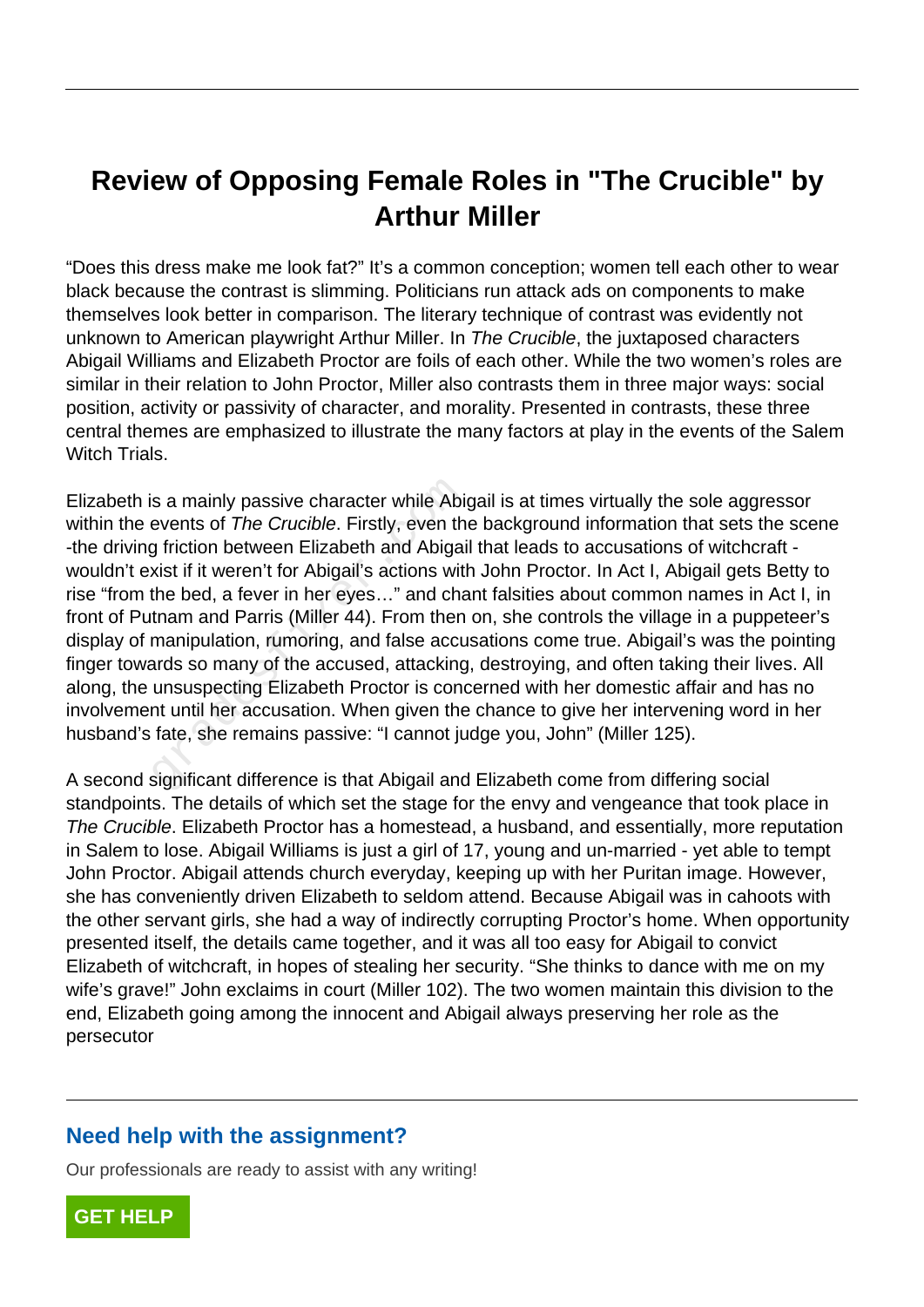# Review of Opposing Female Roles in "The Crucible" by Arthur Miller

“Does this dress make me look fat?” It’s a common conception; women tell each other to wear black because the contrast is slimming. Politicians run attack ads on components to make themselves look better in comparison. The literary technique of contrast was evidently not unknown to American playwright Arthur Miller. In *The Crucible*, the juxtaposed characters Abigail Williams and Elizabeth Proctor are foils of each other. While the two women’s roles are similar in their relation to John Proctor, Miller also contrasts them in three major ways: social position, activity or passivity of character, and morality. Presented in contrasts, these three central themes are emphasized to illustrate the many factors at play in the events of the Salem Witch Trials.

Elizabeth is a mainly passive character while Abigail is at times virtually the sole aggressor within the events of *The Crucible*. Firstly, even the background information that sets the scene -the driving friction between Elizabeth and Abigail that leads to accusations of witchcraft - wouldn’t exist if it weren’t for Abigail’s actions with John Proctor. In Act I, Abigail gets Betty to rise “from the bed, a fever in her eyes…” and chant falsities about common names in Act I, in front of Putnam and Parris (Miller 44). From then on, she controls the village in a puppeteer’s display of manipulation, rumoring, and false accusations come true. Abigail’s was the pointing finger towards so many of the accused, attacking, destroying, and often taking their lives. All along, the unsuspecting Elizabeth Proctor is concerned with her domestic affair and has no involvement until her accusation. When given the chance to give her intervening word in her husband’s fate, she remains passive: “I cannot judge you, John” (Miller 125).

A second significant difference is that Abigail and Elizabeth come from differing social standpoints. The details of which set the stage for the envy and vengeance that took place in *The Crucible*. Elizabeth Proctor has a homestead, a husband, and essentially, more reputation in Salem to lose. Abigail Williams is just a girl of 17, young and un-married - yet able to tempt John Proctor. Abigail attends church everyday, keeping up with her Puritan image. However, she has conveniently driven Elizabeth to seldom attend. Because Abigail was in cahoots with the other servant girls, she had a way of indirectly corrupting Proctor’s home. When opportunity presented itself, the details came together, and it was all too easy for Abigail to convict Elizabeth of witchcraft, in hopes of stealing her security. “She thinks to dance with me on my wife’s grave!” John exclaims in court (Miller 102). The two women maintain this division to the end, Elizabeth going among the innocent and Abigail always preserving her role as the persecutor

## Need help with the assignment?

Our professionals are ready to assist with any writing!

GET HELP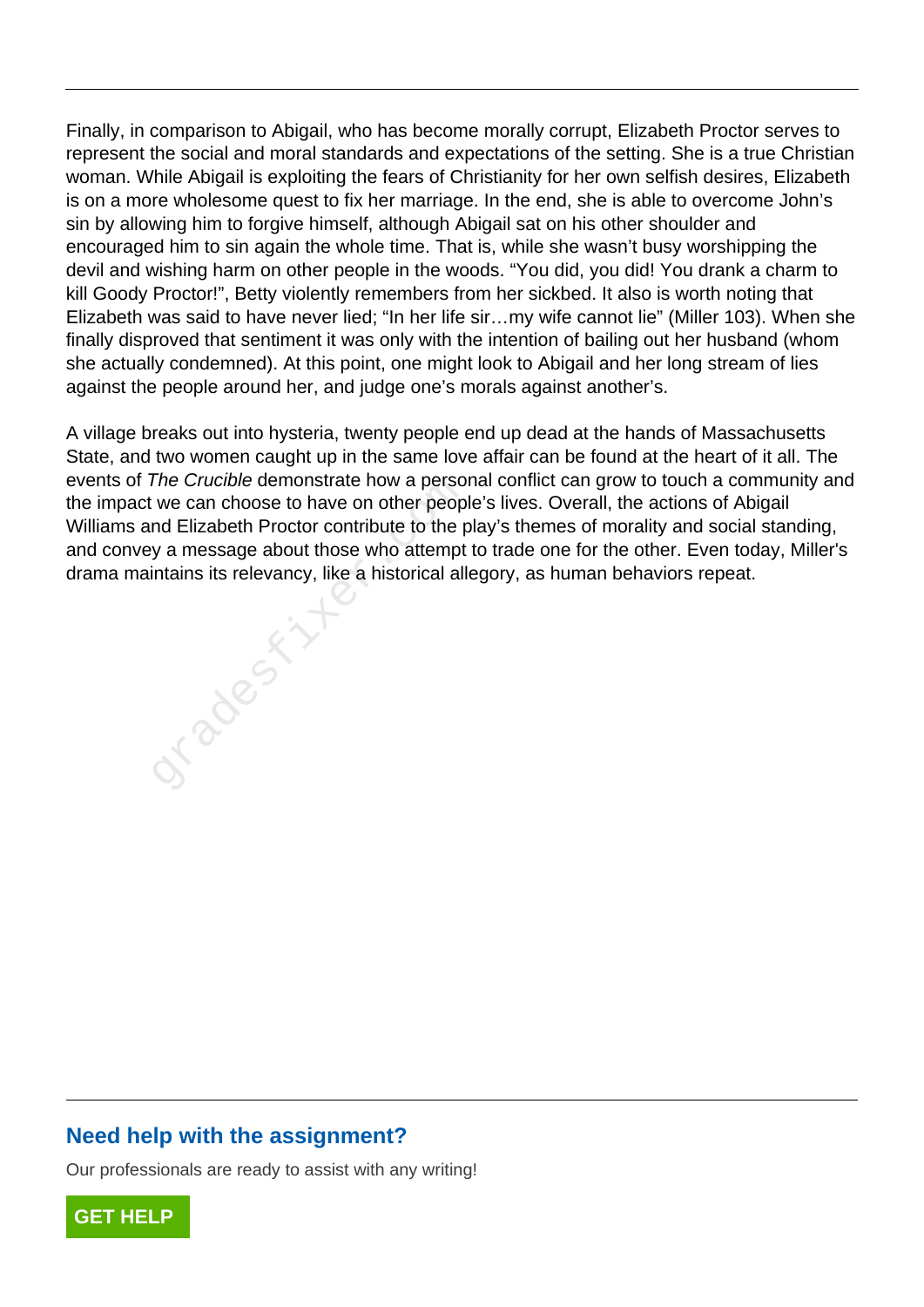Finally, in comparison to Abigail, who has become morally corrupt, Elizabeth Proctor serves to represent the social and moral standards and expectations of the setting. She is a true Christian woman. While Abigail is exploiting the fears of Christianity for her own selfish desires, Elizabeth is on a more wholesome quest to fix her marriage. In the end, she is able to overcome John's sin by allowing him to forgive himself, although Abigail sat on his other shoulder and encouraged him to sin again the whole time. That is, while she wasn't busy worshipping the devil and wishing harm on other people in the woods. "You did, you did! You drank a charm to kill Goody Proctor!", Betty violently remembers from her sickbed. It also is worth noting that Elizabeth was said to have never lied; "In her life sir…my wife cannot lie" (Miller 103). When she finally disproved that sentiment it was only with the intention of bailing out her husband (whom she actually condemned). At this point, one might look to Abigail and her long stream of lies against the people around her, and judge one's morals against another's.

A village breaks out into hysteria, twenty people end up dead at the hands of Massachusetts State, and two women caught up in the same love affair can be found at the heart of it all. The events of *The Crucible* demonstrate how a personal conflict can grow to touch a community and the impact we can choose to have on other people's lives. Overall, the actions of Abigail Williams and Elizabeth Proctor contribute to the play's themes of morality and social standing, and convey a message about those who attempt to trade one for the other. Even today, Miller's drama maintains its relevancy, like a historical allegory, as human behaviors repeat.

## Need help with the assignment?

Our professionals are ready to assist with any writing!

GET HELP